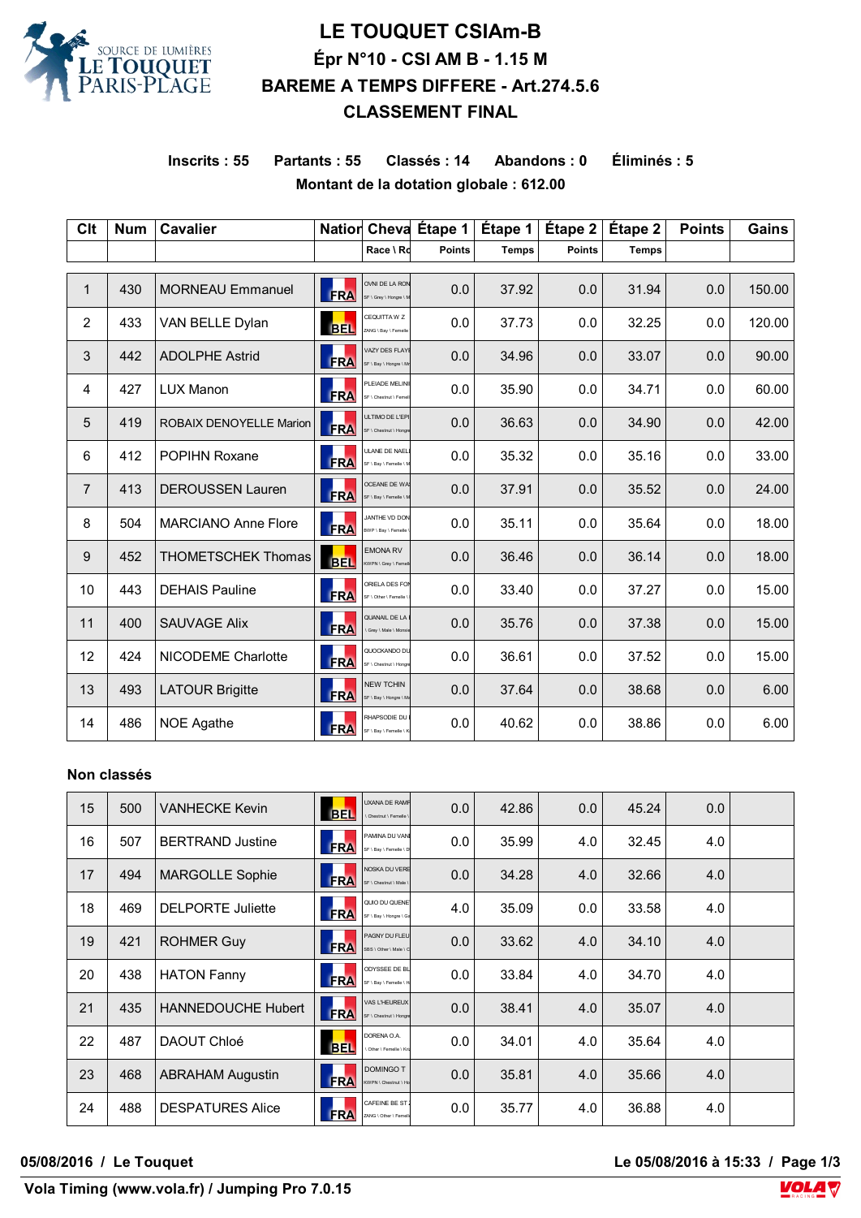# LE TOUQUET CSIAm-B

## Épr N°10 - CSI AM B - 1.15 M

## BAREME A TEMPS DIFFERE - Art.274.5.6

## CLASSEMENT FINAL

**Inscrits : 55  Partants : 55  Classés : 14  Abandons : 0  Éliminés : 5**

**Montant de la dotation globale : 612.00**

| Clt | Num | Cavalier | Nation | Cheval | Étape 1 | Étape 1 | Étape 2 | Étape 2 | Points | Gains |
|---|---|---|---|---|---|---|---|---|---|---|
| | | | | Race \ Ro | Points | Temps | Points | Temps | | |
| 1 | 430 | MORNEAU Emmanuel | FRA | OVNI DE LA RON<br>SF \ Grey \ Hongre \ M | 0.0 | 37.92 | 0.0 | 31.94 | 0.0 | 150.00 |
| 2 | 433 | VAN BELLE Dylan | BEL | CEQUITTA W Z<br>ZANG \ Bay \ Femelle | 0.0 | 37.73 | 0.0 | 32.25 | 0.0 | 120.00 |
| 3 | 442 | ADOLPHE Astrid | FRA | VAZY DES FLAYE<br>SF \ Bay \ Hongre \ Me | 0.0 | 34.96 | 0.0 | 33.07 | 0.0 | 90.00 |
| 4 | 427 | LUX Manon | FRA | PLEIADE MELINI<br>SF \ Chestnut \ Femell | 0.0 | 35.90 | 0.0 | 34.71 | 0.0 | 60.00 |
| 5 | 419 | ROBAIX DENOYELLE Marion | FRA | ULTIMO DE L'EPI<br>SF \ Chestnut \ Hongre | 0.0 | 36.63 | 0.0 | 34.90 | 0.0 | 42.00 |
| 6 | 412 | POPIHN Roxane | FRA | ULANE DE NAELI<br>SF \ Bay \ Femelle \ M | 0.0 | 35.32 | 0.0 | 35.16 | 0.0 | 33.00 |
| 7 | 413 | DEROUSSEN Lauren | FRA | OCEANE DE WA<br>SF \ Bay \ Femelle \ M | 0.0 | 37.91 | 0.0 | 35.52 | 0.0 | 24.00 |
| 8 | 504 | MARCIANO Anne Flore | FRA | JANTHE VD DON<br>BWP \ Bay \ Femelle \ | 0.0 | 35.11 | 0.0 | 35.64 | 0.0 | 18.00 |
| 9 | 452 | THOMETSCHEK Thomas | BEL | EMONA RV<br>KWPN \ Grey \ Femell | 0.0 | 36.46 | 0.0 | 36.14 | 0.0 | 18.00 |
| 10 | 443 | DEHAIS Pauline | FRA | ORIELA DES FOI<br>SF \ Other \ Femelle \ | 0.0 | 33.40 | 0.0 | 37.27 | 0.0 | 15.00 |
| 11 | 400 | SAUVAGE Alix | FRA | QUANAIL DE LA I<br>\ Grey \ Male \ Monsie | 0.0 | 35.76 | 0.0 | 37.38 | 0.0 | 15.00 |
| 12 | 424 | NICODEME Charlotte | FRA | QUOCKANDO DU<br>SF \ Chestnut \ Hongre | 0.0 | 36.61 | 0.0 | 37.52 | 0.0 | 15.00 |
| 13 | 493 | LATOUR Brigitte | FRA | NEW TCHIN<br>SF \ Bay \ Hongre \ Mo | 0.0 | 37.64 | 0.0 | 38.68 | 0.0 | 6.00 |
| 14 | 486 | NOE Agathe | FRA | RHAPSODIE DU I<br>SF \ Bay \ Femelle \ K | 0.0 | 40.62 | 0.0 | 38.86 | 0.0 | 6.00 |

### Non classés

| Clt | Num | Cavalier | Nation | Cheval | Étape 1 Points | Étape 1 Temps | Étape 2 Points | Étape 2 Temps | Points | Gains |
|---|---|---|---|---|---|---|---|---|---|---|
| 15 | 500 | VANHECKE Kevin | BEL | UXANA DE RAMF<br>\ Chestnut \ Femelle \ | 0.0 | 42.86 | 0.0 | 45.24 | 0.0 | |
| 16 | 507 | BERTRAND Justine | FRA | PAMINA DU VANI<br>SF \ Bay \ Femelle \ D | 0.0 | 35.99 | 4.0 | 32.45 | 4.0 | |
| 17 | 494 | MARGOLLE Sophie | FRA | NOSKA DU VERE<br>SF \ Chestnut \ Male \ | 0.0 | 34.28 | 4.0 | 32.66 | 4.0 | |
| 18 | 469 | DELPORTE Juliette | FRA | QUIO DU QUENE<br>SF \ Bay \ Hongre \ Ga | 4.0 | 35.09 | 0.0 | 33.58 | 4.0 | |
| 19 | 421 | ROHMER Guy | FRA | PAGNY DU FLEU<br>SBS \ Other \ Male \ C | 0.0 | 33.62 | 4.0 | 34.10 | 4.0 | |
| 20 | 438 | HATON Fanny | FRA | ODYSSEE DE BL<br>SF \ Bay \ Femelle \ H | 0.0 | 33.84 | 4.0 | 34.70 | 4.0 | |
| 21 | 435 | HANNEDOUCHE Hubert | FRA | VAS L'HEUREUX<br>SF \ Chestnut \ Hongre | 0.0 | 38.41 | 4.0 | 35.07 | 4.0 | |
| 22 | 487 | DAOUT Chloé | BEL | DORENA O.A.<br>\ Other \ Femelle \ Kri | 0.0 | 34.01 | 4.0 | 35.64 | 4.0 | |
| 23 | 468 | ABRAHAM Augustin | FRA | DOMINGO T<br>KWPN \ Chestnut \ Ho | 0.0 | 35.81 | 4.0 | 35.66 | 4.0 | |
| 24 | 488 | DESPATURES Alice | FRA | CAFEINE BE ST<br>ZANG \ Other \ Femell | 0.0 | 35.77 | 4.0 | 36.88 | 4.0 | |

05/08/2016 / Le Touquet — Le 05/08/2016 à 15:33

Vola Timing (www.vola.fr) / Jumping Pro 7.0.15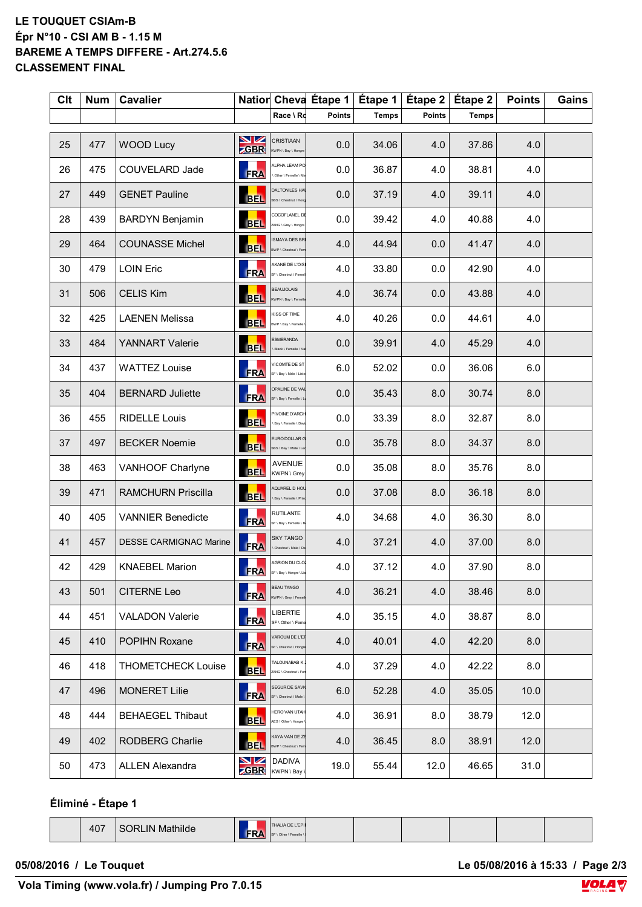**LE TOUQUET CSIAm-B**
**Épr N°10 - CSI AM B - 1.15 M**
**BAREME A TEMPS DIFFERE - Art.274.5.6**
**CLASSEMENT FINAL**

| Clt | Num | Cavalier | Nation | Cheval Race \ Ro | Étape 1 Points | Étape 1 Temps | Étape 2 Points | Étape 2 Temps | Points | Gains |
|---|---|---|---|---|---|---|---|---|---|---|
| 25 | 477 | WOOD Lucy | GBR | CRISTIAAN KWPN \ Bay \ Hongre | 0.0 | 34.06 | 4.0 | 37.86 | 4.0 | |
| 26 | 475 | COUVELARD Jade | FRA | ALPHA LEAM PO \ Other \ Femelle \ Me | 0.0 | 36.87 | 4.0 | 38.81 | 4.0 | |
| 27 | 449 | GENET Pauline | BEL | DALTON LES HAL SBS \ Chestnut \ Hong | 0.0 | 37.19 | 4.0 | 39.11 | 4.0 | |
| 28 | 439 | BARDYN Benjamin | BEL | COCOFLANEL DE ZANG \ Grey \ Hongre | 0.0 | 39.42 | 4.0 | 40.88 | 4.0 | |
| 29 | 464 | COUNASSE Michel | BEL | ISMAYA DES BRI BWP \ Chestnut \ Fem | 4.0 | 44.94 | 0.0 | 41.47 | 4.0 | |
| 30 | 479 | LOIN Eric | FRA | AKANE DE L'OISI SF \ Chestnut \ Femell | 4.0 | 33.80 | 0.0 | 42.90 | 4.0 | |
| 31 | 506 | CELIS Kim | BEL | BEAUJOLAIS KWPN \ Bay \ Femelle | 4.0 | 36.74 | 0.0 | 43.88 | 4.0 | |
| 32 | 425 | LAENEN Melissa | BEL | KISS OF TIME BWP \ Bay \ Femelle \ | 4.0 | 40.26 | 0.0 | 44.61 | 4.0 | |
| 33 | 484 | YANNART Valerie | BEL | ESMERANDA \ Black \ Femelle \ Va | 0.0 | 39.91 | 4.0 | 45.29 | 4.0 | |
| 34 | 437 | WATTEZ Louise | FRA | VICOMTE DE ST SF \ Bay \ Male \ Liste | 6.0 | 52.02 | 0.0 | 36.06 | 6.0 | |
| 35 | 404 | BERNARD Juliette | FRA | OPALINE DE VAL SF \ Bay \ Femelle \ L | 0.0 | 35.43 | 8.0 | 30.74 | 8.0 | |
| 36 | 455 | RIDELLE Louis | BEL | PIVOINE D'ARCH \ Bay \ Femelle \ Davi | 0.0 | 33.39 | 8.0 | 32.87 | 8.0 | |
| 37 | 497 | BECKER Noemie | BEL | EURO DOLLAR G SBS \ Bay \ Male \ Le | 0.0 | 35.78 | 8.0 | 34.37 | 8.0 | |
| 38 | 463 | VANHOOF Charlyne | BEL | AVENUE KWPN \ Grey | 0.0 | 35.08 | 8.0 | 35.76 | 8.0 | |
| 39 | 471 | RAMCHURN Priscilla | BEL | AQUAREL D HOU \ Bay \ Femelle \ Pris | 0.0 | 37.08 | 8.0 | 36.18 | 8.0 | |
| 40 | 405 | VANNIER Benedicte | FRA | RUTILANTE SF \ Bay \ Femelle \ B | 4.0 | 34.68 | 4.0 | 36.30 | 8.0 | |
| 41 | 457 | DESSE CARMIGNAC Marine | FRA | SKY TANGO \ Chestnut \ Male \ De | 4.0 | 37.21 | 4.0 | 37.00 | 8.0 | |
| 42 | 429 | KNAEBEL Marion | FRA | AGRION DU CLO SF \ Bay \ Hongre \ Lis | 4.0 | 37.12 | 4.0 | 37.90 | 8.0 | |
| 43 | 501 | CITERNE Leo | FRA | BEAU TANGO KWPN \ Grey \ Femell | 4.0 | 36.21 | 4.0 | 38.46 | 8.0 | |
| 44 | 451 | VALADON Valerie | FRA | LIBERTIE SF \ Other \ Feme | 4.0 | 35.15 | 4.0 | 38.87 | 8.0 | |
| 45 | 410 | POPIHN Roxane | FRA | VAROUM DE L'EF SF \ Chestnut \ Hongre | 4.0 | 40.01 | 4.0 | 42.20 | 8.0 | |
| 46 | 418 | THOMETCHECK Louise | BEL | TALOUNABAB K ZANG \ Chestnut \ Fen | 4.0 | 37.29 | 4.0 | 42.22 | 8.0 | |
| 47 | 496 | MONERET Lilie | FRA | SEGUR DE SAVI SF \ Chestnut \ Male \ | 6.0 | 52.28 | 4.0 | 35.05 | 10.0 | |
| 48 | 444 | BEHAEGEL Thibaut | BEL | HERO VAN UTAH AES \ Other \ Hongre \ | 4.0 | 36.91 | 8.0 | 38.79 | 12.0 | |
| 49 | 402 | RODBERG Charlie | BEL | KAYA VAN DE ZE BWP \ Chestnut \ Fem | 4.0 | 36.45 | 8.0 | 38.91 | 12.0 | |
| 50 | 473 | ALLEN Alexandra | GBR | DADIVA KWPN \ Bay \ | 19.0 | 55.44 | 12.0 | 46.65 | 31.0 | |

**Éliminé - Étape 1**

| Clt | Num | Cavalier | Nation | Cheval Race \ Ro | Étape 1 Points | Étape 1 Temps | Étape 2 Points | Étape 2 Temps | Points | Gains |
|---|---|---|---|---|---|---|---|---|---|---|
| | 407 | SORLIN Mathilde | FRA | THALIA DE L'EPI SF \ Other \ Femelle \ | | | | | | |

**05/08/2016 / Le Touquet** — **Le 05/08/2016 à 15:33**

**Vola Timing (www.vola.fr) / Jumping Pro 7.0.15**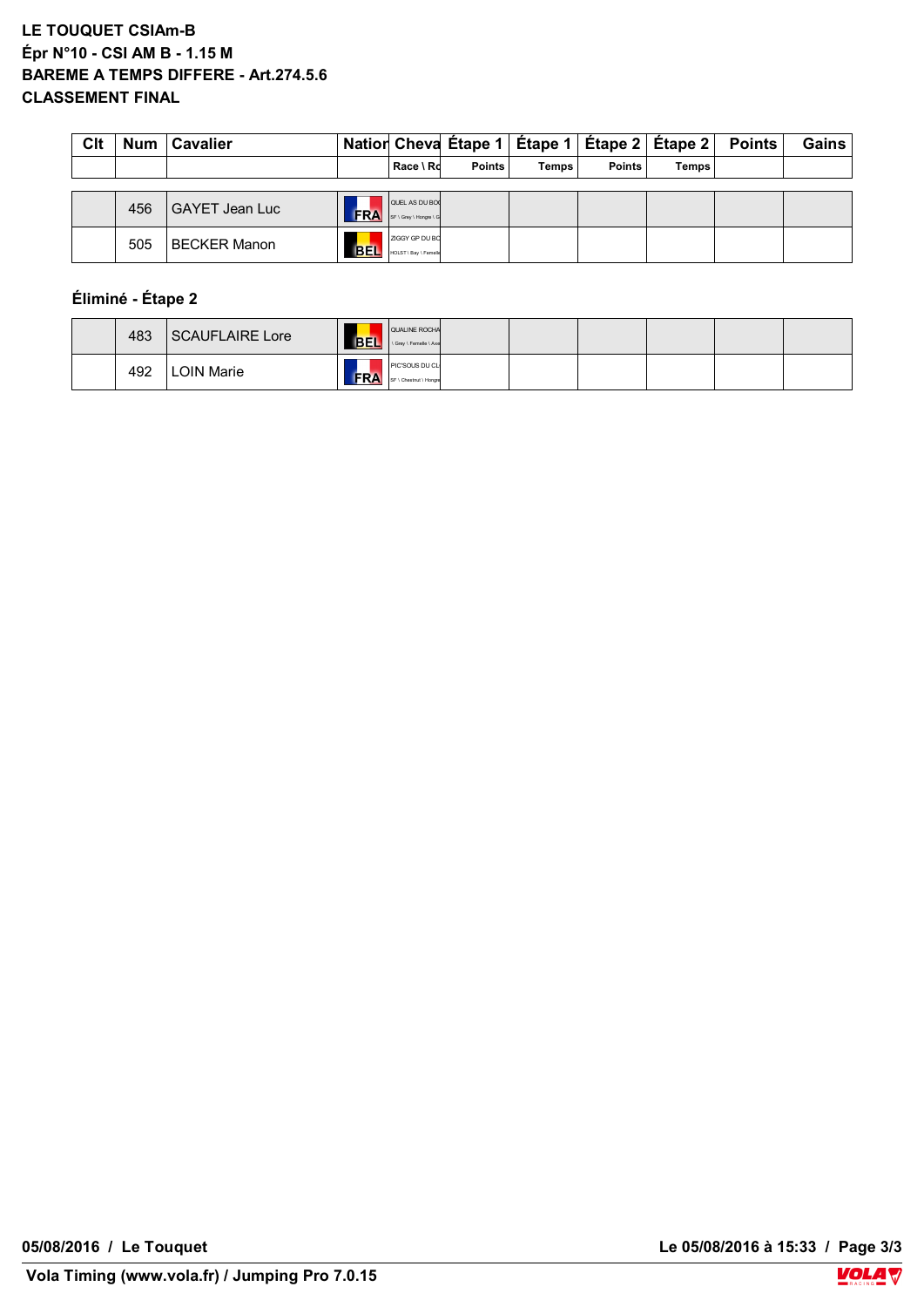**LE TOUQUET CSIAm-B**
**Épr N°10 - CSI AM B - 1.15 M**
**BAREME A TEMPS DIFFERE - Art.274.5.6**
**CLASSEMENT FINAL**

| Clt | Num | Cavalier | Nation | Cheval | Étape 1 | Étape 1 | Étape 2 | Étape 2 | Points | Gains |
|---|---|---|---|---|---|---|---|---|---|---|
| | | | | Race \ Ro | Points | Temps | Points | Temps | | |
| | 456 | GAYET Jean Luc | FRA | QUEL AS DU BO<br>SF \ Grey \ Hongre \ G | | | | | | |
| | 505 | BECKER Manon | BEL | ZIGGY GP DU BO<br>HOLST \ Bay \ Femelle | | | | | | |

### Éliminé - Étape 2

| | | | | | | | | | | |
|---|---|---|---|---|---|---|---|---|---|---|
| | 483 | SCAUFLAIRE Lore | BEL | QUALINE ROCHA<br>\ Grey \ Femelle \ Axe | | | | | | |
| | 492 | LOIN Marie | FRA | PIC'SOUS DU CL<br>SF \ Chestnut \ Hongre | | | | | | |

05/08/2016 / Le Touquet

Le 05/08/2016 à 15:33

Vola Timing (www.vola.fr) / Jumping Pro 7.0.15